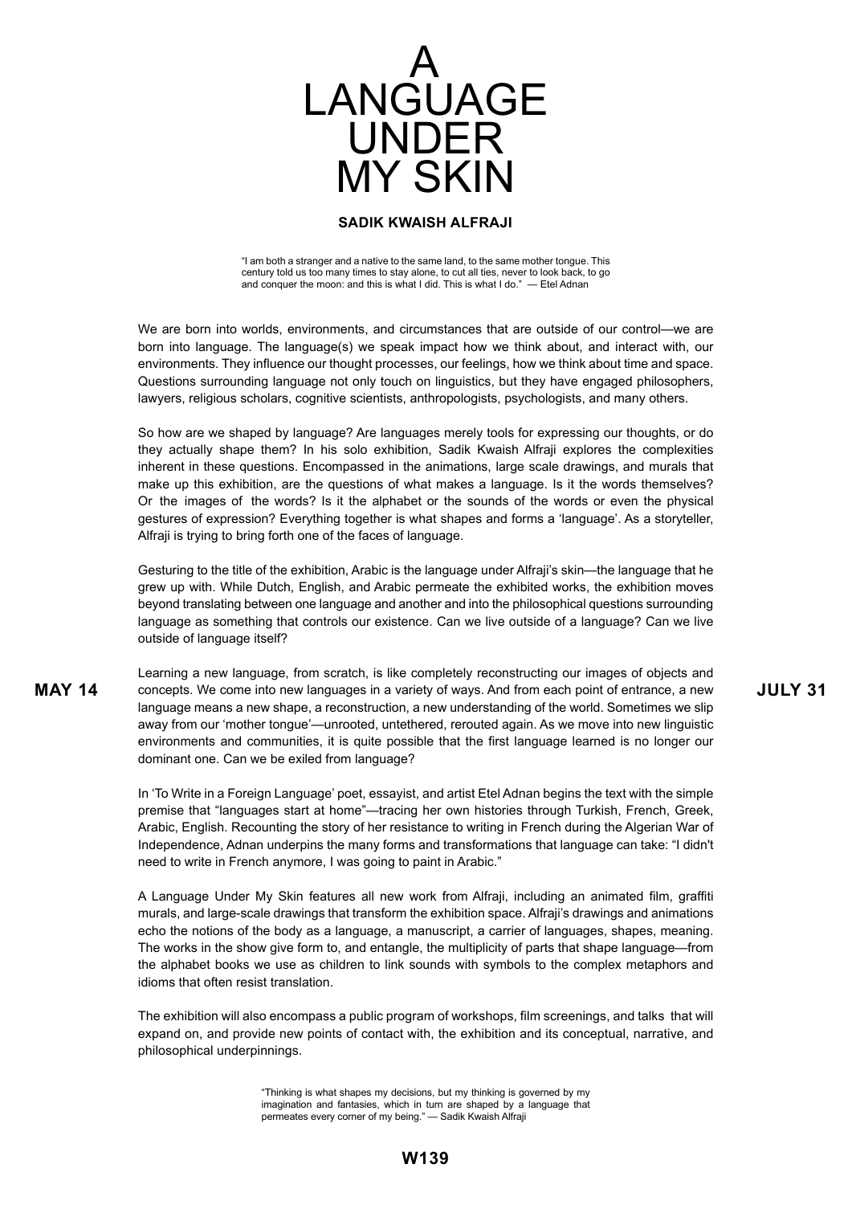# A LANGUAGE UNDER MY SKIN

**SADIK KWAISH ALFRAJI**

"I am both a stranger and a native to the same land, to the same mother tongue. This century told us too many times to stay alone, to cut all ties, never to look back, to go and conquer the moon: and this is what I did. This is what I do." — Etel Adnan

**MAY 14** **JULY 31**

We are born into worlds, environments, and circumstances that are outside of our control—we are born into language. The language(s) we speak impact how we think about, and interact with, our environments. They influence our thought processes, our feelings, how we think about time and space. Questions surrounding language not only touch on linguistics, but they have engaged philosophers, lawyers, religious scholars, cognitive scientists, anthropologists, psychologists, and many others.

So how are we shaped by language? Are languages merely tools for expressing our thoughts, or do they actually shape them? In his solo exhibition, Sadik Kwaish Alfraji explores the complexities inherent in these questions. Encompassed in the animations, large scale drawings, and murals that make up this exhibition, are the questions of what makes a language. Is it the words themselves? Or the images of the words? Is it the alphabet or the sounds of the words or even the physical gestures of expression? Everything together is what shapes and forms a 'language'. As a storyteller, Alfraji is trying to bring forth one of the faces of language.

Gesturing to the title of the exhibition, Arabic is the language under Alfraji's skin—the language that he grew up with. While Dutch, English, and Arabic permeate the exhibited works, the exhibition moves beyond translating between one language and another and into the philosophical questions surrounding language as something that controls our existence. Can we live outside of a language? Can we live outside of language itself?

Learning a new language, from scratch, is like completely reconstructing our images of objects and concepts. We come into new languages in a variety of ways. And from each point of entrance, a new language means a new shape, a reconstruction, a new understanding of the world. Sometimes we slip away from our 'mother tongue'—unrooted, untethered, rerouted again. As we move into new linguistic environments and communities, it is quite possible that the first language learned is no longer our dominant one. Can we be exiled from language?

In 'To Write in a Foreign Language' poet, essayist, and artist Etel Adnan begins the text with the simple premise that "languages start at home"—tracing her own histories through Turkish, French, Greek, Arabic, English. Recounting the story of her resistance to writing in French during the Algerian War of Independence, Adnan underpins the many forms and transformations that language can take: "I didn't need to write in French anymore, I was going to paint in Arabic."

A Language Under My Skin features all new work from Alfraji, including an animated film, graffiti murals, and large-scale drawings that transform the exhibition space. Alfraji's drawings and animations echo the notions of the body as a language, a manuscript, a carrier of languages, shapes, meaning. The works in the show give form to, and entangle, the multiplicity of parts that shape language—from the alphabet books we use as children to link sounds with symbols to the complex metaphors and idioms that often resist translation.

The exhibition will also encompass a public program of workshops, film screenings, and talks that will expand on, and provide new points of contact with, the exhibition and its conceptual, narrative, and philosophical underpinnings.

"Thinking is what shapes my decisions, but my thinking is governed by my imagination and fantasies, which in turn are shaped by a language that permeates every corner of my being." — Sadik Kwaish Alfraji

**W139**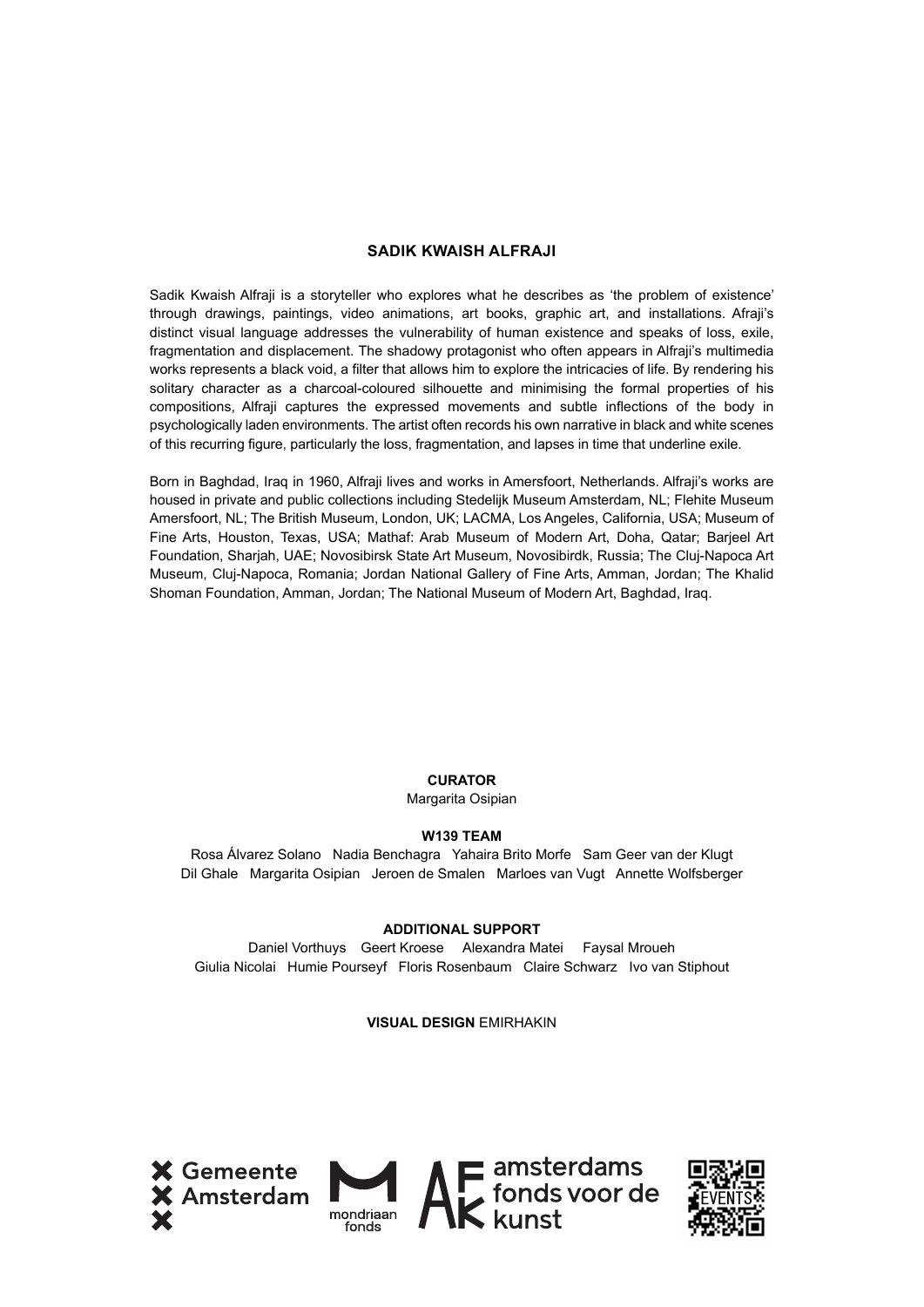## SADIK KWAISH ALFRAJI

Sadik Kwaish Alfraji is a storyteller who explores what he describes as 'the problem of existence' through drawings, paintings, video animations, art books, graphic art, and installations. Afraji's distinct visual language addresses the vulnerability of human existence and speaks of loss, exile, fragmentation and displacement. The shadowy protagonist who often appears in Alfraji's multimedia works represents a black void, a filter that allows him to explore the intricacies of life. By rendering his solitary character as a charcoal-coloured silhouette and minimising the formal properties of his compositions, Alfraji captures the expressed movements and subtle inflections of the body in psychologically laden environments. The artist often records his own narrative in black and white scenes of this recurring figure, particularly the loss, fragmentation, and lapses in time that underline exile.

Born in Baghdad, Iraq in 1960, Alfraji lives and works in Amersfoort, Netherlands. Alfraji's works are housed in private and public collections including Stedelijk Museum Amsterdam, NL; Flehite Museum Amersfoort, NL; The British Museum, London, UK; LACMA, Los Angeles, California, USA; Museum of Fine Arts, Houston, Texas, USA; Mathaf: Arab Museum of Modern Art, Doha, Qatar; Barjeel Art Foundation, Sharjah, UAE; Novosibirsk State Art Museum, Novosibirdk, Russia; The Cluj-Napoca Art Museum, Cluj-Napoca, Romania; Jordan National Gallery of Fine Arts, Amman, Jordan; The Khalid Shoman Foundation, Amman, Jordan; The National Museum of Modern Art, Baghdad, Iraq.

**CURATOR**
Margarita Osipian

**W139 TEAM**
Rosa Álvarez Solano   Nadia Benchagra   Yahaira Brito Morfe   Sam Geer van der Klugt
Dil Ghale   Margarita Osipian   Jeroen de Smalen   Marloes van Vugt   Annette Wolfsberger

**ADDITIONAL SUPPORT**
Daniel Vorthuys   Geert Kroese   Alexandra Matei   Faysal Mroueh
Giulia Nicolai   Humie Poursefy   Floris Rosenbaum   Claire Schwarz   Ivo van Stiphout

**VISUAL DESIGN** EMIRHAKIN

Gemeente Amsterdam   mondriaan fonds   amsterdams fonds voor de kunst   EVENTS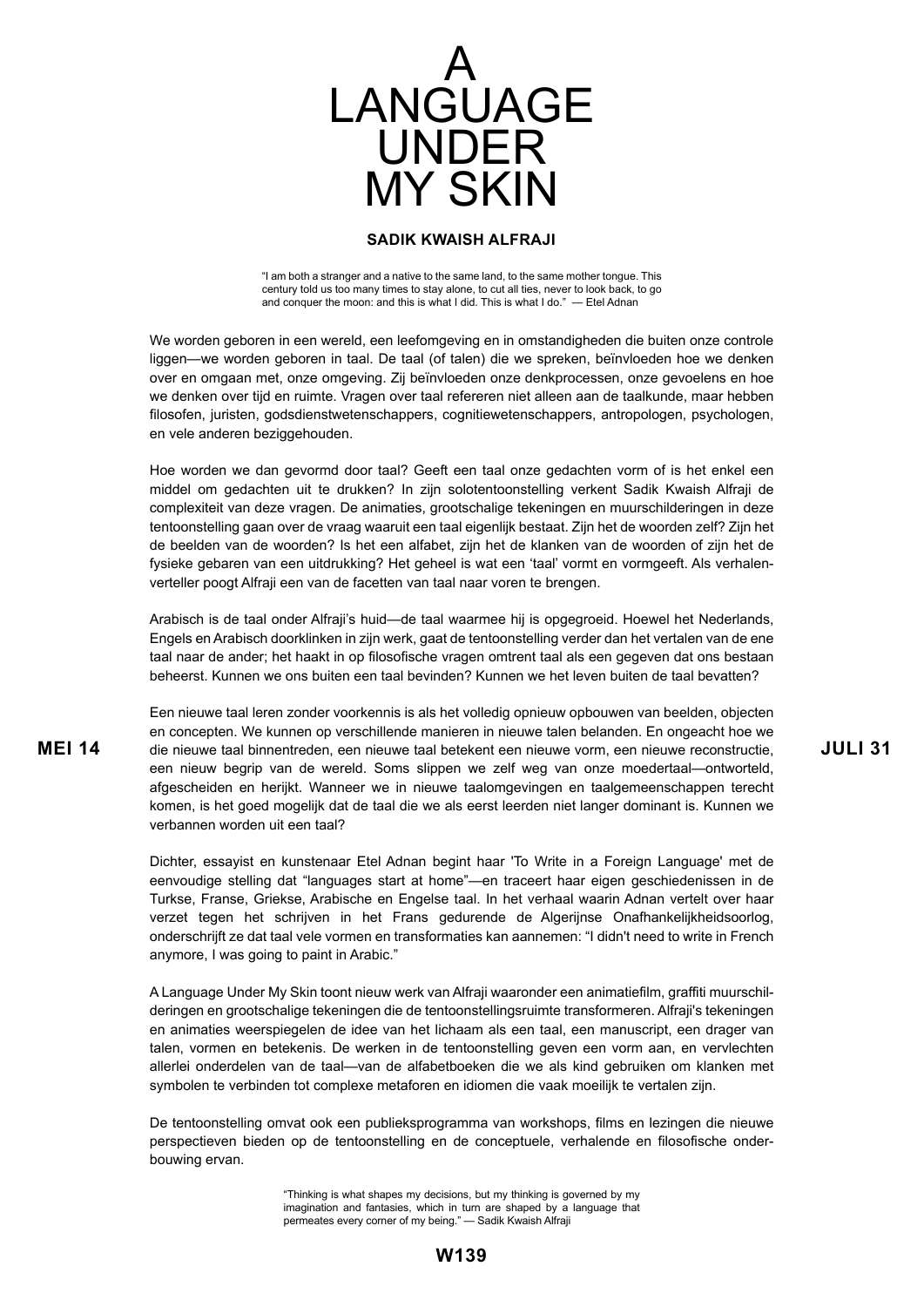# A LANGUAGE UNDER MY SKIN

**SADIK KWAISH ALFRAJI**

> "I am both a stranger and a native to the same land, to the same mother tongue. This century told us too many times to stay alone, to cut all ties, never to look back, to go and conquer the moon: and this is what I did. This is what I do." — Etel Adnan

We worden geboren in een wereld, een leefomgeving en in omstandigheden die buiten onze controle liggen—we worden geboren in taal. De taal (of talen) die we spreken, beïnvloeden hoe we denken over en omgaan met, onze omgeving. Zij beïnvloeden onze denkprocessen, onze gevoelens en hoe we denken over tijd en ruimte. Vragen over taal refereren niet alleen aan de taalkunde, maar hebben filosofen, juristen, godsdienstwetenschappers, cognitiewetenschappers, antropologen, psychologen, en vele anderen beziggehouden.

Hoe worden we dan gevormd door taal? Geeft een taal onze gedachten vorm of is het enkel een middel om gedachten uit te drukken? In zijn solotentoonstelling verkent Sadik Kwaish Alfraji de complexiteit van deze vragen. De animaties, grootschalige tekeningen en muurschilderingen in deze tentoonstelling gaan over de vraag waaruit een taal eigenlijk bestaat. Zijn het de woorden zelf? Zijn het de beelden van de woorden? Is het een alfabet, zijn het de klanken van de woorden of zijn het de fysieke gebaren van een uitdrukking? Het geheel is wat een 'taal' vormt en vormgeeft. Als verhalenverteller poogt Alfraji een van de facetten van taal naar voren te brengen.

Arabisch is de taal onder Alfraji's huid—de taal waarmee hij is opgegroeid. Hoewel het Nederlands, Engels en Arabisch doorklinken in zijn werk, gaat de tentoonstelling verder dan het vertalen van de ene taal naar de ander; het haakt in op filosofische vragen omtrent taal als een gegeven dat ons bestaan beheerst. Kunnen we ons buiten een taal bevinden? Kunnen we het leven buiten de taal bevatten?

**MEI 14 – JULI 31**

Een nieuwe taal leren zonder voorkennis is als het volledig opnieuw opbouwen van beelden, objecten en concepten. We kunnen op verschillende manieren in nieuwe talen belanden. En ongeacht hoe we die nieuwe taal binnentreden, een nieuwe taal betekent een nieuwe vorm, een nieuwe reconstructie, een nieuw begrip van de wereld. Soms slippen we zelf weg van onze moedertaal—ontworteld, afgescheiden en herijkt. Wanneer we in nieuwe taalomgevingen en taalgemeenschappen terecht komen, is het goed mogelijk dat de taal die we als eerst leerden niet langer dominant is. Kunnen we verbannen worden uit een taal?

Dichter, essayist en kunstenaar Etel Adnan begint haar 'To Write in a Foreign Language' met de eenvoudige stelling dat "languages start at home"—en traceert haar eigen geschiedenissen in de Turkse, Franse, Griekse, Arabische en Engelse taal. In het verhaal waarin Adnan vertelt over haar verzet tegen het schrijven in het Frans gedurende de Algerijnse Onafhankelijkheidsoorlog, onderschrijft ze dat taal vele vormen en transformaties kan aannemen: "I didn't need to write in French anymore, I was going to paint in Arabic."

A Language Under My Skin toont nieuw werk van Alfraji waaronder een animatiefilm, graffiti muurschilderingen en grootschalige tekeningen die de tentoonstellingsruimte transformeren. Alfraji's tekeningen en animaties weerspiegelen de idee van het lichaam als een taal, een manuscript, een drager van talen, vormen en betekenis. De werken in de tentoonstelling geven een vorm aan, en vervlechten allerlei onderdelen van de taal—van de alfabetboeken die we als kind gebruiken om klanken met symbolen te verbinden tot complexe metaforen en idiomen die vaak moeilijk te vertalen zijn.

De tentoonstelling omvat ook een publieksprogramma van workshops, films en lezingen die nieuwe perspectieven bieden op de tentoonstelling en de conceptuele, verhalende en filosofische onderbouwing ervan.

> "Thinking is what shapes my decisions, but my thinking is governed by my imagination and fantasies, which in turn are shaped by a language that permeates every corner of my being." — Sadik Kwaish Alfraji

**W139**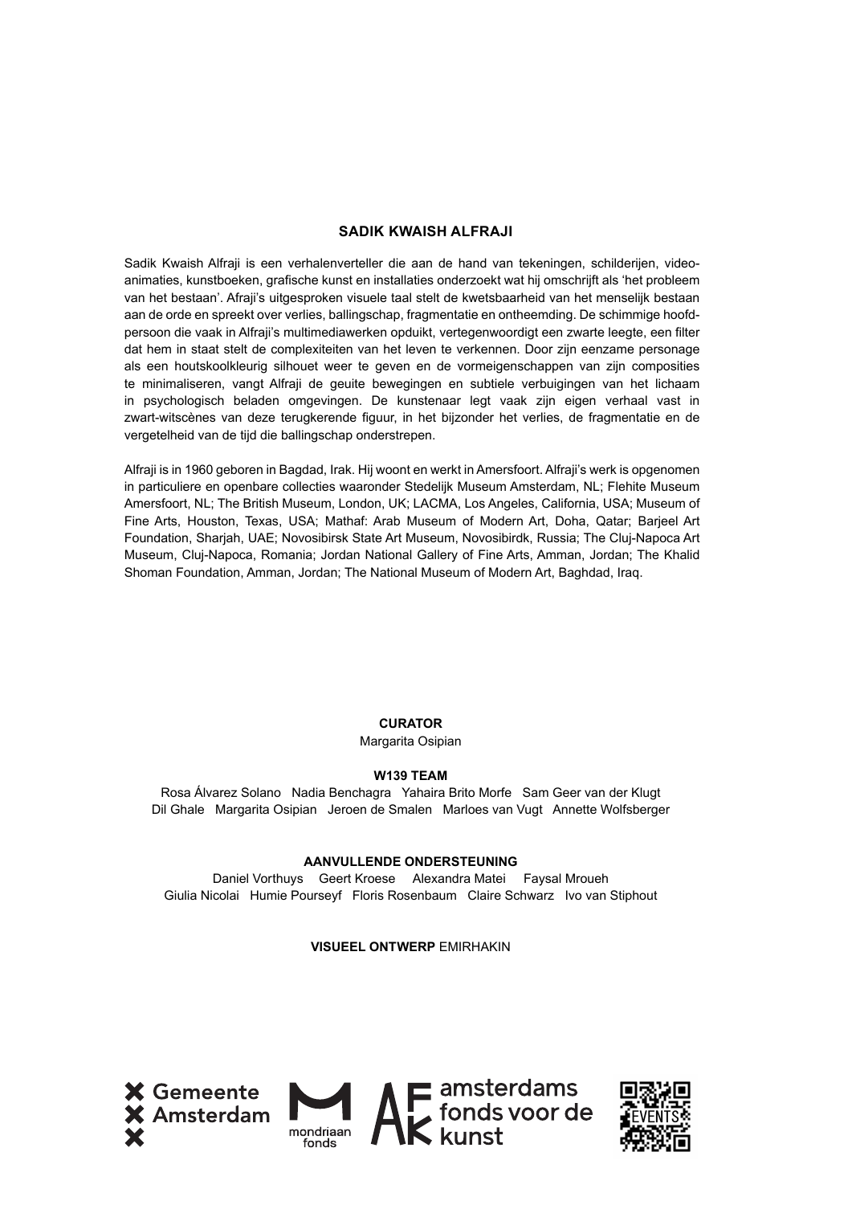## SADIK KWAISH ALFRAJI

Sadik Kwaish Alfraji is een verhalenverteller die aan de hand van tekeningen, schilderijen, video-animaties, kunstboeken, grafische kunst en installaties onderzoekt wat hij omschrijft als 'het probleem van het bestaan'. Afraji's uitgesproken visuele taal stelt de kwetsbaarheid van het menselijk bestaan aan de orde en spreekt over verlies, ballingschap, fragmentatie en ontheemding. De schimmige hoofd-persoon die vaak in Alfraji's multimediawerken opduikt, vertegenwoordigt een zwarte leegte, een filter dat hem in staat stelt de complexiteiten van het leven te verkennen. Door zijn eenzame personage als een houtskoolkleurig silhouet weer te geven en de vormeigenschappen van zijn composities te minimaliseren, vangt Alfraji de geuite bewegingen en subtiele verbuigingen van het lichaam in psychologisch beladen omgevingen. De kunstenaar legt vaak zijn eigen verhaal vast in zwart-witscènes van deze terugkerende figuur, in het bijzonder het verlies, de fragmentatie en de vergetelheid van de tijd die ballingschap onderstrepen.

Alfraji is in 1960 geboren in Bagdad, Irak. Hij woont en werkt in Amersfoort. Alfraji's werk is opgenomen in particuliere en openbare collecties waaronder Stedelijk Museum Amsterdam, NL; Flehite Museum Amersfoort, NL; The British Museum, London, UK; LACMA, Los Angeles, California, USA; Museum of Fine Arts, Houston, Texas, USA; Mathaf: Arab Museum of Modern Art, Doha, Qatar; Barjeel Art Foundation, Sharjah, UAE; Novosibirsk State Art Museum, Novosibirdk, Russia; The Cluj-Napoca Art Museum, Cluj-Napoca, Romania; Jordan National Gallery of Fine Arts, Amman, Jordan; The Khalid Shoman Foundation, Amman, Jordan; The National Museum of Modern Art, Baghdad, Iraq.

**CURATOR**
Margarita Osipian

**W139 TEAM**
Rosa Álvarez Solano Nadia Benchagra Yahaira Brito Morfe Sam Geer van der Klugt
Dil Ghale Margarita Osipian Jeroen de Smalen Marloes van Vugt Annette Wolfsberger

**AANVULLENDE ONDERSTEUNING**
Daniel Vorthuys Geert Kroese Alexandra Matei Faysal Mroueh
Giulia Nicolai Humie Pourseyf Floris Rosenbaum Claire Schwarz Ivo van Stiphout

**VISUEEL ONTWERP** EMIRHAKIN

Gemeente Amsterdam
mondriaan fonds
amsterdams fonds voor de kunst
EVENTS